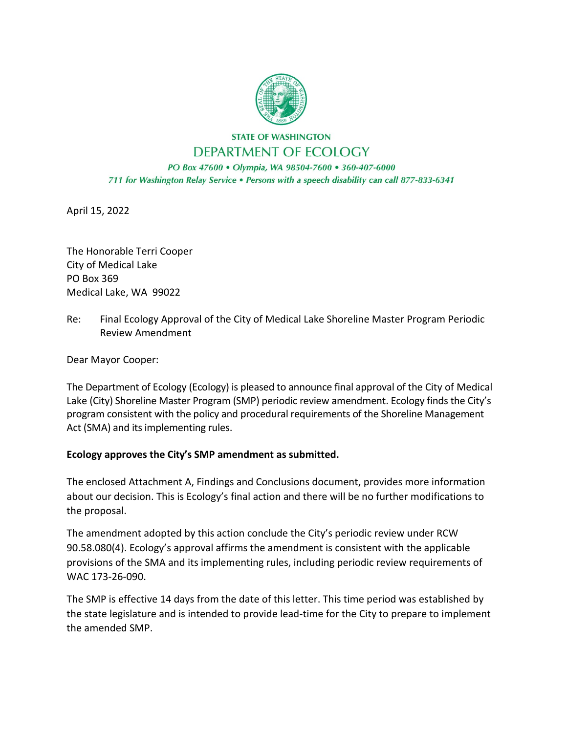STATE OF WASHINGTON

DEPARTMENT OF ECOLOGY

*PO Box 47600 • Olympia, WA 98504-7600 • 360-407-6000*

*711 for Washington Relay Service • Persons with a speech disability can call 877-833-6341*

April 15, 2022

The Honorable Terri Cooper
City of Medical Lake
PO Box 369
Medical Lake, WA 99022

Re: Final Ecology Approval of the City of Medical Lake Shoreline Master Program Periodic Review Amendment

Dear Mayor Cooper:

The Department of Ecology (Ecology) is pleased to announce final approval of the City of Medical Lake (City) Shoreline Master Program (SMP) periodic review amendment. Ecology finds the City's program consistent with the policy and procedural requirements of the Shoreline Management Act (SMA) and its implementing rules.

**Ecology approves the City's SMP amendment as submitted.**

The enclosed Attachment A, Findings and Conclusions document, provides more information about our decision. This is Ecology's final action and there will be no further modifications to the proposal.

The amendment adopted by this action conclude the City's periodic review under RCW 90.58.080(4). Ecology's approval affirms the amendment is consistent with the applicable provisions of the SMA and its implementing rules, including periodic review requirements of WAC 173-26-090.

The SMP is effective 14 days from the date of this letter. This time period was established by the state legislature and is intended to provide lead-time for the City to prepare to implement the amended SMP.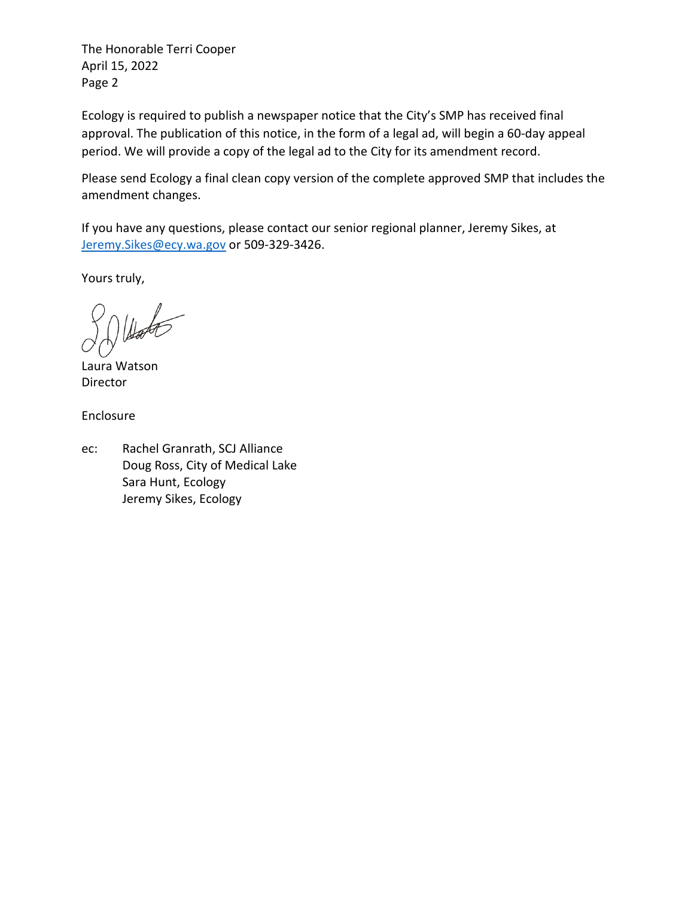Ecology is required to publish a newspaper notice that the City's SMP has received final approval. The publication of this notice, in the form of a legal ad, will begin a 60-day appeal period. We will provide a copy of the legal ad to the City for its amendment record.

Please send Ecology a final clean copy version of the complete approved SMP that includes the amendment changes.

If you have any questions, please contact our senior regional planner, Jeremy Sikes, at Jeremy.Sikes@ecy.wa.gov or 509-329-3426.

Yours truly,

Laura Watson
Director

Enclosure

ec: Rachel Granrath, SCJ Alliance
Doug Ross, City of Medical Lake
Sara Hunt, Ecology
Jeremy Sikes, Ecology